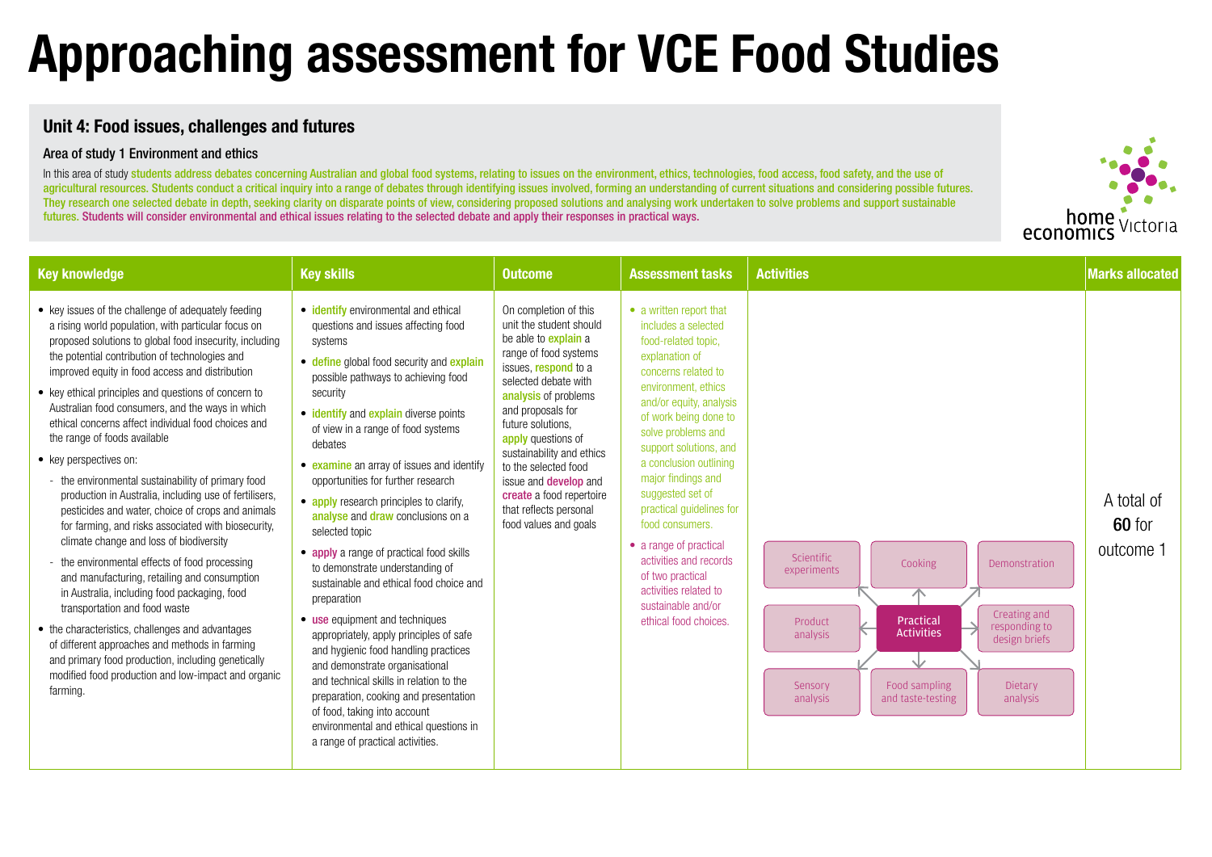# Approaching assessment for VCE Food Studies

## Unit 4: Food issues, challenges and futures

### Area of study 1 Environment and ethics

In this area of study students address debates concerning Australian and global food systems, relating to issues on the environment, ethics, technologies, food access, food safety, and the use of agricultural resources. Students conduct a critical inquiry into a range of debates through identifying issues involved, forming an understanding of current situations and considering possible futures. They research one selected debate in depth, seeking clarity on disparate points of view, considering proposed solutions and analysing work undertaken to solve problems and support sustainable futures. Students will consider environmental and ethical issues relating to the selected debate and apply their responses in practical ways.

home economics Victoria

| Key knowledge | Key skills | Outcome | Assessment tasks | Activities | Marks allocated |
|---|---|---|---|---|---|
| • key issues of the challenge of adequately feeding a rising world population, with particular focus on proposed solutions to global food insecurity, including the potential contribution of technologies and improved equity in food access and distribution<br>• key ethical principles and questions of concern to Australian food consumers, and the ways in which ethical concerns affect individual food choices and the range of foods available<br>• key perspectives on:<br>- the environmental sustainability of primary food production in Australia, including use of fertilisers, pesticides and water, choice of crops and animals for farming, and risks associated with biosecurity, climate change and loss of biodiversity<br>- the environmental effects of food processing and manufacturing, retailing and consumption in Australia, including food packaging, food transportation and food waste<br>• the characteristics, challenges and advantages of different approaches and methods in farming and primary food production, including genetically modified food production and low-impact and organic farming. | • identify environmental and ethical questions and issues affecting food systems<br>• define global food security and explain possible pathways to achieving food security<br>• identify and explain diverse points of view in a range of food systems debates<br>• examine an array of issues and identify opportunities for further research<br>• apply research principles to clarify, analyse and draw conclusions on a selected topic<br>• apply a range of practical food skills to demonstrate understanding of sustainable and ethical food choice and preparation<br>• use equipment and techniques appropriately, apply principles of safe and hygienic food handling practices and demonstrate organisational and technical skills in relation to the preparation, cooking and presentation of food, taking into account environmental and ethical questions in a range of practical activities. | On completion of this unit the student should be able to explain a range of food systems issues, respond to a selected debate with analysis of problems and proposals for future solutions, apply questions of sustainability and ethics to the selected food issue and develop and create a food repertoire that reflects personal food values and goals | • a written report that includes a selected food-related topic, explanation of concerns related to environment, ethics and/or equity, analysis of work being done to solve problems and support solutions, and a conclusion outlining major findings and suggested set of practical guidelines for food consumers.<br>• a range of practical activities and records of two practical activities related to sustainable and/or ethical food choices. | Practical Activities: Scientific experiments; Cooking; Demonstration; Product analysis; Creating and responding to design briefs; Sensory analysis; Food sampling and taste-testing; Dietary analysis | A total of **60** for outcome 1 |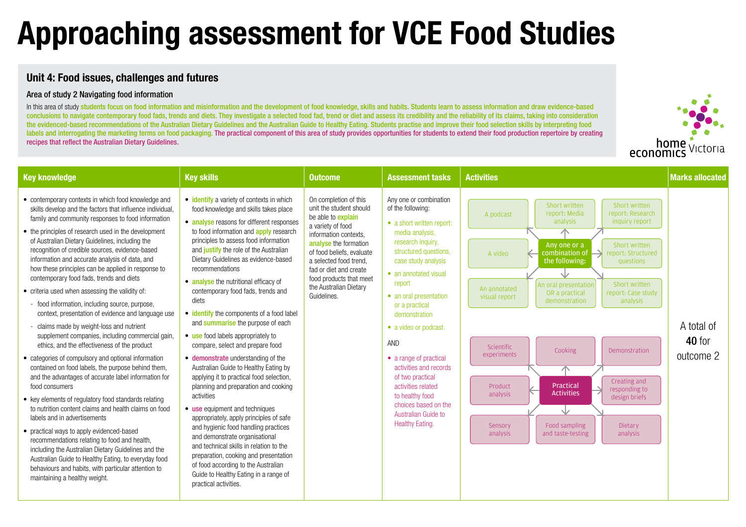# Approaching assessment for VCE Food Studies

## Unit 4: Food issues, challenges and futures

### Area of study 2 Navigating food information

In this area of study students focus on food information and misinformation and the development of food knowledge, skills and habits. Students learn to assess information and draw evidence-based conclusions to navigate contemporary food fads, trends and diets. They investigate a selected food fad, trend or diet and assess its credibility and the reliability of its claims, taking into consideration the evidenced-based recommendations of the Australian Dietary Guidelines and the Australian Guide to Healthy Eating. Students practise and improve their food selection skills by interpreting food labels and interrogating the marketing terms on food packaging. The practical component of this area of study provides opportunities for students to extend their food production repertoire by creating recipes that reflect the Australian Dietary Guidelines.

home economics Victoria

| Key knowledge | Key skills | Outcome | Assessment tasks | Activities | Marks allocated |
|---|---|---|---|---|---|
| • contemporary contexts in which food knowledge and skills develop and the factors that influence individual, family and community responses to food information<br>• the principles of research used in the development of Australian Dietary Guidelines, including the recognition of credible sources, evidence-based information and accurate analysis of data, and how these principles can be applied in response to contemporary food fads, trends and diets<br>• criteria used when assessing the validity of:<br>- food information, including source, purpose, context, presentation of evidence and language use<br>- claims made by weight-loss and nutrient supplement companies, including commercial gain, ethics, and the effectiveness of the product<br>• categories of compulsory and optional information contained on food labels, the purpose behind them, and the advantages of accurate label information for food consumers<br>• key elements of regulatory food standards relating to nutrition content claims and health claims on food labels and in advertisements<br>• practical ways to apply evidenced-based recommendations relating to food and health, including the Australian Dietary Guidelines and the Australian Guide to Healthy Eating, to everyday food behaviours and habits, with particular attention to maintaining a healthy weight. | • identify a variety of contexts in which food knowledge and skills takes place<br>• analyse reasons for different responses to food information and apply research principles to assess food information and justify the role of the Australian Dietary Guidelines as evidence-based recommendations<br>• analyse the nutritional efficacy of contemporary food fads, trends and diets<br>• identify the components of a food label and summarise the purpose of each<br>• use food labels appropriately to compare, select and prepare food<br>• demonstrate understanding of the Australian Guide to Healthy Eating by applying it to practical food selection, planning and preparation and cooking activities<br>• use equipment and techniques appropriately, apply principles of safe and hygienic food handling practices and demonstrate organisational and technical skills in relation to the preparation, cooking and presentation of food according to the Australian Guide to Healthy Eating in a range of practical activities. | On completion of this unit the student should be able to explain a variety of food information contexts, analyse the formation of food beliefs, evaluate a selected food trend, fad or diet and create food products that meet the Australian Dietary Guidelines. | Any one or combination of the following:<br>• a short written report: media analysis, research inquiry, structured questions, case study analysis<br>• an annotated visual report<br>• an oral presentation or a practical demonstration<br>• a video or podcast.<br>AND<br>• a range of practical activities and records of two practical activities related to healthy food choices based on the Australian Guide to Healthy Eating. | **Any one or a combination of the following:** A podcast; Short written report: Media analysis; Short written report: Research inquiry report; A video; Short written report: Structured questions; An annotated visual report; An oral presentation OR a practical demonstration; Short written report: Case study analysis<br><br>**Practical Activities:** Scientific experiments; Cooking; Demonstration; Product analysis; Creating and responding to design briefs; Sensory analysis; Food sampling and taste-testing; Dietary analysis | A total of **40** for outcome 2 |